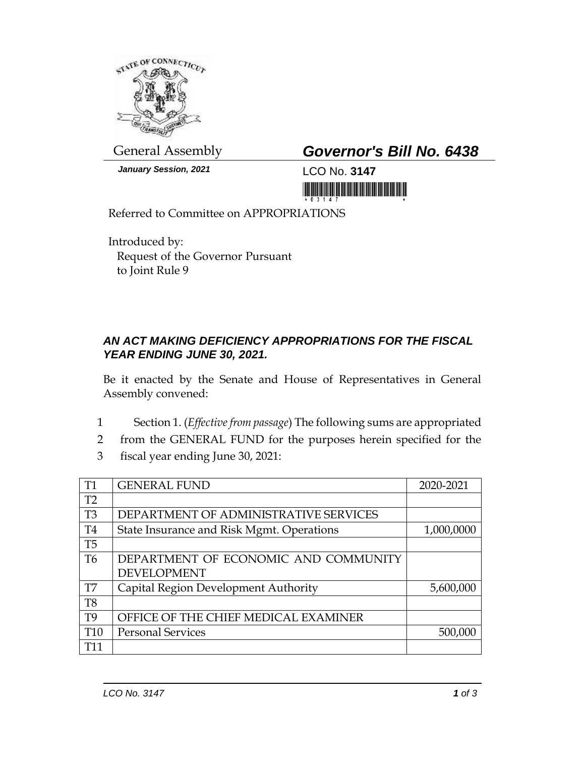General Assembly

***Governor's Bill No. 6438***

***January Session, 2021***

LCO No. **3147**

Referred to Committee on APPROPRIATIONS

Introduced by:
Request of the Governor Pursuant to Joint Rule 9

***AN ACT MAKING DEFICIENCY APPROPRIATIONS FOR THE FISCAL YEAR ENDING JUNE 30, 2021.***

Be it enacted by the Senate and House of Representatives in General Assembly convened:

1 Section 1. (*Effective from passage*) The following sums are appropriated
2 from the GENERAL FUND for the purposes herein specified for the
3 fiscal year ending June 30, 2021:

| T1 | GENERAL FUND | 2020-2021 |
|---|---|---|
| T2 | | |
| T3 | DEPARTMENT OF ADMINISTRATIVE SERVICES | |
| T4 | State Insurance and Risk Mgmt. Operations | 1,000,0000 |
| T5 | | |
| T6 | DEPARTMENT OF ECONOMIC AND COMMUNITY DEVELOPMENT | |
| T7 | Capital Region Development Authority | 5,600,000 |
| T8 | | |
| T9 | OFFICE OF THE CHIEF MEDICAL EXAMINER | |
| T10 | Personal Services | 500,000 |
| T11 | | |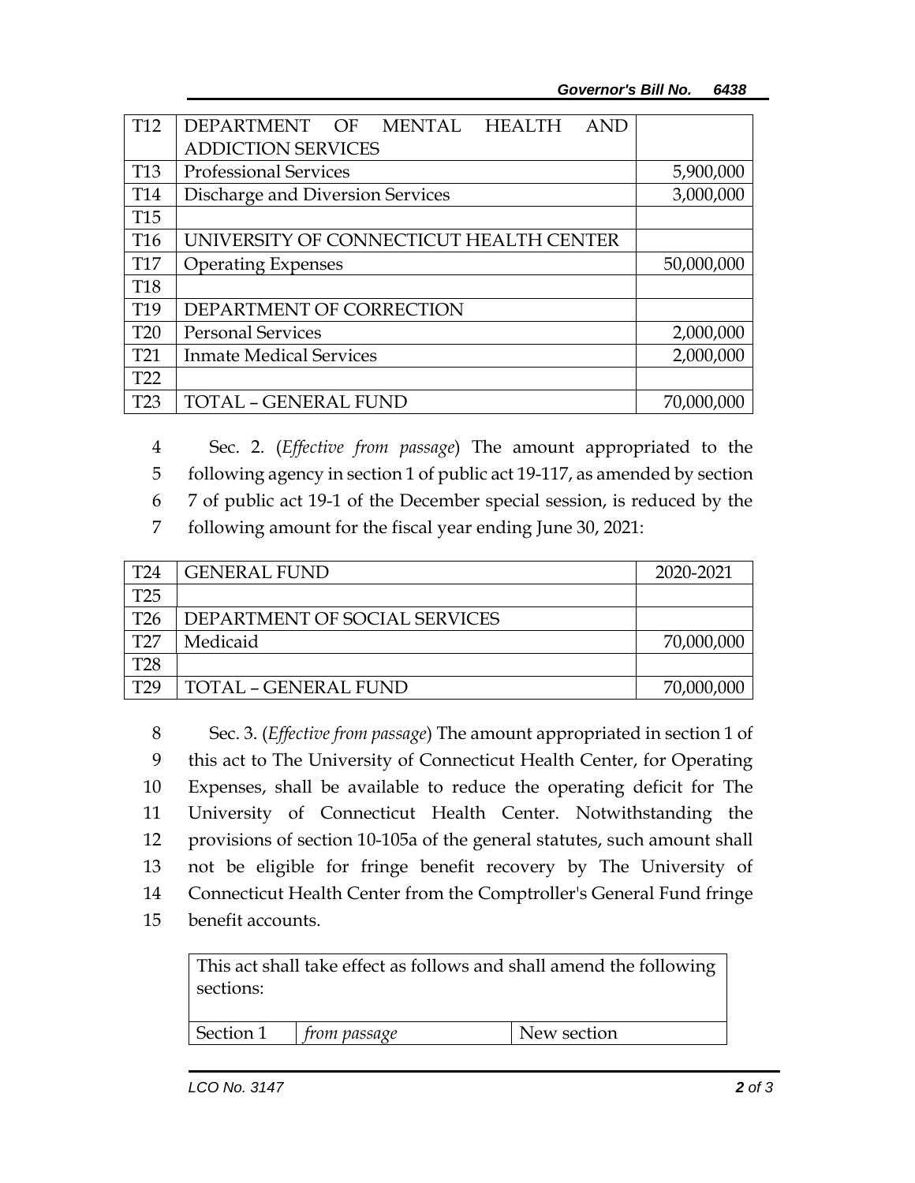| T12 | DEPARTMENT OF MENTAL HEALTH AND ADDICTION SERVICES | |
|---|---|---|
| T13 | Professional Services | 5,900,000 |
| T14 | Discharge and Diversion Services | 3,000,000 |
| T15 | | |
| T16 | UNIVERSITY OF CONNECTICUT HEALTH CENTER | |
| T17 | Operating Expenses | 50,000,000 |
| T18 | | |
| T19 | DEPARTMENT OF CORRECTION | |
| T20 | Personal Services | 2,000,000 |
| T21 | Inmate Medical Services | 2,000,000 |
| T22 | | |
| T23 | TOTAL – GENERAL FUND | 70,000,000 |

4 Sec. 2. (*Effective from passage*) The amount appropriated to the
5 following agency in section 1 of public act 19-117, as amended by section
6 7 of public act 19-1 of the December special session, is reduced by the
7 following amount for the fiscal year ending June 30, 2021:

| T24 | GENERAL FUND | 2020-2021 |
|---|---|---|
| T25 | | |
| T26 | DEPARTMENT OF SOCIAL SERVICES | |
| T27 | Medicaid | 70,000,000 |
| T28 | | |
| T29 | TOTAL – GENERAL FUND | 70,000,000 |

8 Sec. 3. (*Effective from passage*) The amount appropriated in section 1 of
9 this act to The University of Connecticut Health Center, for Operating
10 Expenses, shall be available to reduce the operating deficit for The
11 University of Connecticut Health Center. Notwithstanding the
12 provisions of section 10-105a of the general statutes, such amount shall
13 not be eligible for fringe benefit recovery by The University of
14 Connecticut Health Center from the Comptroller's General Fund fringe
15 benefit accounts.

| This act shall take effect as follows and shall amend the following sections: | | |
|---|---|---|
| Section 1 | *from passage* | New section |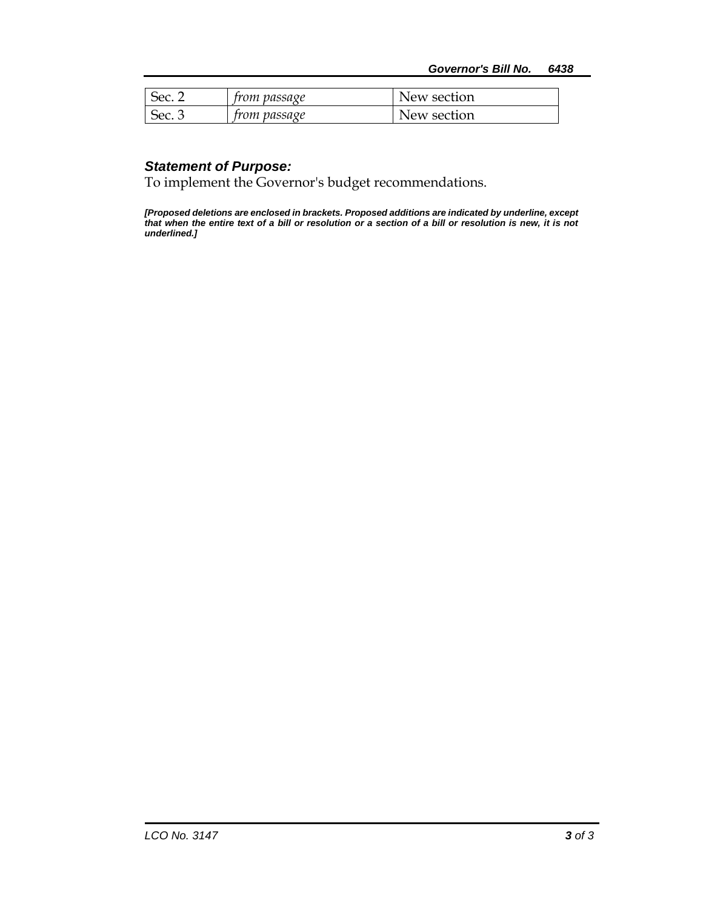| | | |
|---|---|---|
| Sec. 2 | *from passage* | New section |
| Sec. 3 | *from passage* | New section |

### *Statement of Purpose:*

To implement the Governor's budget recommendations.

***[Proposed deletions are enclosed in brackets. Proposed additions are indicated by underline, except that when the entire text of a bill or resolution or a section of a bill or resolution is new, it is not underlined.]***